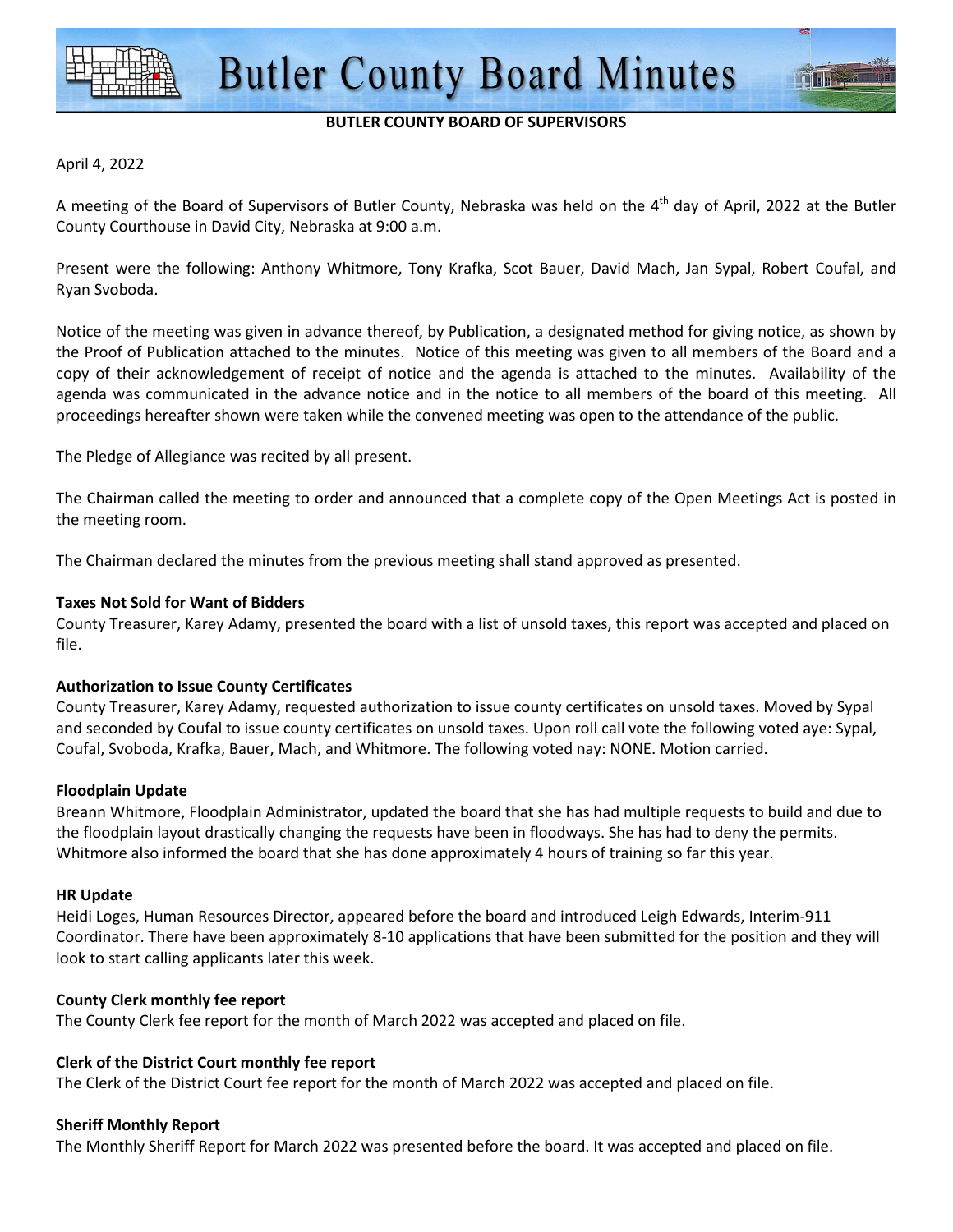# Butler County Board Minutes

**BUTLER COUNTY BOARD OF SUPERVISORS**

April 4, 2022

A meeting of the Board of Supervisors of Butler County, Nebraska was held on the 4th day of April, 2022 at the Butler County Courthouse in David City, Nebraska at 9:00 a.m.

Present were the following: Anthony Whitmore, Tony Krafka, Scot Bauer, David Mach, Jan Sypal, Robert Coufal, and Ryan Svoboda.

Notice of the meeting was given in advance thereof, by Publication, a designated method for giving notice, as shown by the Proof of Publication attached to the minutes. Notice of this meeting was given to all members of the Board and a copy of their acknowledgement of receipt of notice and the agenda is attached to the minutes. Availability of the agenda was communicated in the advance notice and in the notice to all members of the board of this meeting. All proceedings hereafter shown were taken while the convened meeting was open to the attendance of the public.

The Pledge of Allegiance was recited by all present.

The Chairman called the meeting to order and announced that a complete copy of the Open Meetings Act is posted in the meeting room.

The Chairman declared the minutes from the previous meeting shall stand approved as presented.

**Taxes Not Sold for Want of Bidders**

County Treasurer, Karey Adamy, presented the board with a list of unsold taxes, this report was accepted and placed on file.

**Authorization to Issue County Certificates**

County Treasurer, Karey Adamy, requested authorization to issue county certificates on unsold taxes. Moved by Sypal and seconded by Coufal to issue county certificates on unsold taxes. Upon roll call vote the following voted aye: Sypal, Coufal, Svoboda, Krafka, Bauer, Mach, and Whitmore. The following voted nay: NONE. Motion carried.

**Floodplain Update**

Breann Whitmore, Floodplain Administrator, updated the board that she has had multiple requests to build and due to the floodplain layout drastically changing the requests have been in floodways. She has had to deny the permits. Whitmore also informed the board that she has done approximately 4 hours of training so far this year.

**HR Update**

Heidi Loges, Human Resources Director, appeared before the board and introduced Leigh Edwards, Interim-911 Coordinator. There have been approximately 8-10 applications that have been submitted for the position and they will look to start calling applicants later this week.

**County Clerk monthly fee report**

The County Clerk fee report for the month of March 2022 was accepted and placed on file.

**Clerk of the District Court monthly fee report**

The Clerk of the District Court fee report for the month of March 2022 was accepted and placed on file.

**Sheriff Monthly Report**

The Monthly Sheriff Report for March 2022 was presented before the board. It was accepted and placed on file.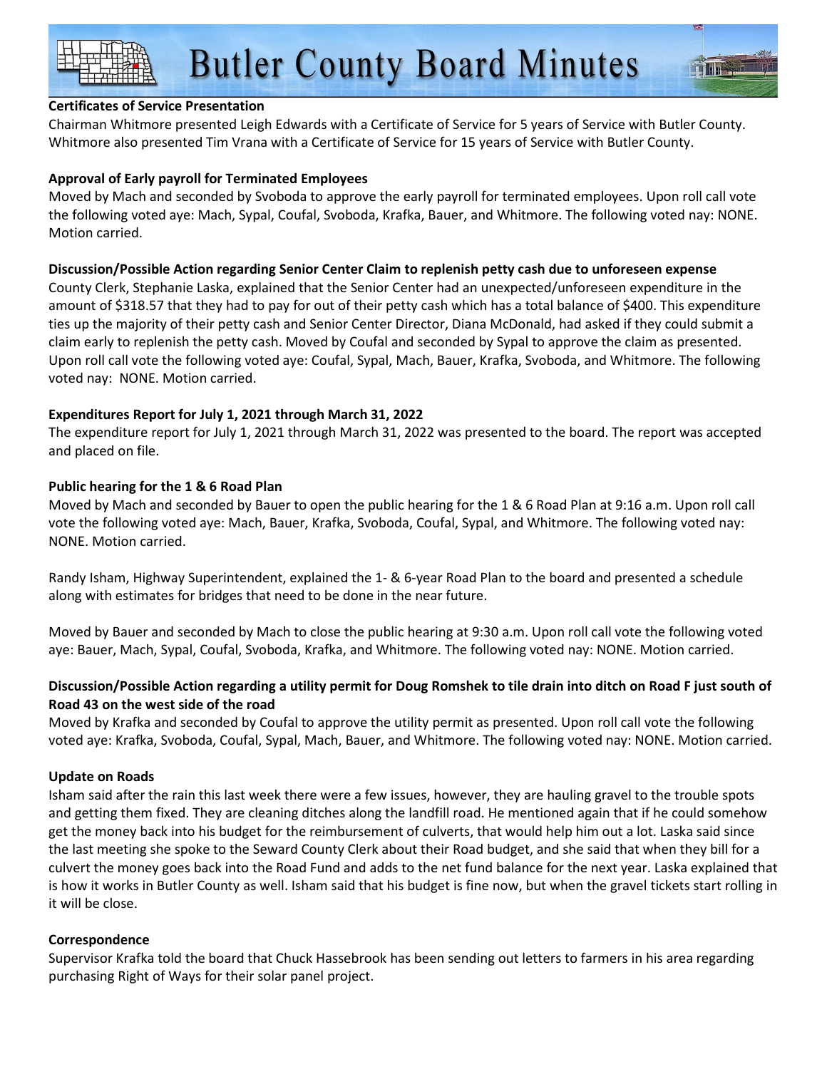**Certificates of Service Presentation**

Chairman Whitmore presented Leigh Edwards with a Certificate of Service for 5 years of Service with Butler County. Whitmore also presented Tim Vrana with a Certificate of Service for 15 years of Service with Butler County.

**Approval of Early payroll for Terminated Employees**

Moved by Mach and seconded by Svoboda to approve the early payroll for terminated employees. Upon roll call vote the following voted aye: Mach, Sypal, Coufal, Svoboda, Krafka, Bauer, and Whitmore. The following voted nay: NONE. Motion carried.

**Discussion/Possible Action regarding Senior Center Claim to replenish petty cash due to unforeseen expense**

County Clerk, Stephanie Laska, explained that the Senior Center had an unexpected/unforeseen expenditure in the amount of $318.57 that they had to pay for out of their petty cash which has a total balance of $400. This expenditure ties up the majority of their petty cash and Senior Center Director, Diana McDonald, had asked if they could submit a claim early to replenish the petty cash. Moved by Coufal and seconded by Sypal to approve the claim as presented. Upon roll call vote the following voted aye: Coufal, Sypal, Mach, Bauer, Krafka, Svoboda, and Whitmore. The following voted nay: NONE. Motion carried.

**Expenditures Report for July 1, 2021 through March 31, 2022**

The expenditure report for July 1, 2021 through March 31, 2022 was presented to the board. The report was accepted and placed on file.

**Public hearing for the 1 & 6 Road Plan**

Moved by Mach and seconded by Bauer to open the public hearing for the 1 & 6 Road Plan at 9:16 a.m. Upon roll call vote the following voted aye: Mach, Bauer, Krafka, Svoboda, Coufal, Sypal, and Whitmore. The following voted nay: NONE. Motion carried.

Randy Isham, Highway Superintendent, explained the 1- & 6-year Road Plan to the board and presented a schedule along with estimates for bridges that need to be done in the near future.

Moved by Bauer and seconded by Mach to close the public hearing at 9:30 a.m. Upon roll call vote the following voted aye: Bauer, Mach, Sypal, Coufal, Svoboda, Krafka, and Whitmore. The following voted nay: NONE. Motion carried.

**Discussion/Possible Action regarding a utility permit for Doug Romshek to tile drain into ditch on Road F just south of Road 43 on the west side of the road**

Moved by Krafka and seconded by Coufal to approve the utility permit as presented. Upon roll call vote the following voted aye: Krafka, Svoboda, Coufal, Sypal, Mach, Bauer, and Whitmore. The following voted nay: NONE. Motion carried.

**Update on Roads**

Isham said after the rain this last week there were a few issues, however, they are hauling gravel to the trouble spots and getting them fixed. They are cleaning ditches along the landfill road. He mentioned again that if he could somehow get the money back into his budget for the reimbursement of culverts, that would help him out a lot. Laska said since the last meeting she spoke to the Seward County Clerk about their Road budget, and she said that when they bill for a culvert the money goes back into the Road Fund and adds to the net fund balance for the next year. Laska explained that is how it works in Butler County as well. Isham said that his budget is fine now, but when the gravel tickets start rolling in it will be close.

**Correspondence**

Supervisor Krafka told the board that Chuck Hassebrook has been sending out letters to farmers in his area regarding purchasing Right of Ways for their solar panel project.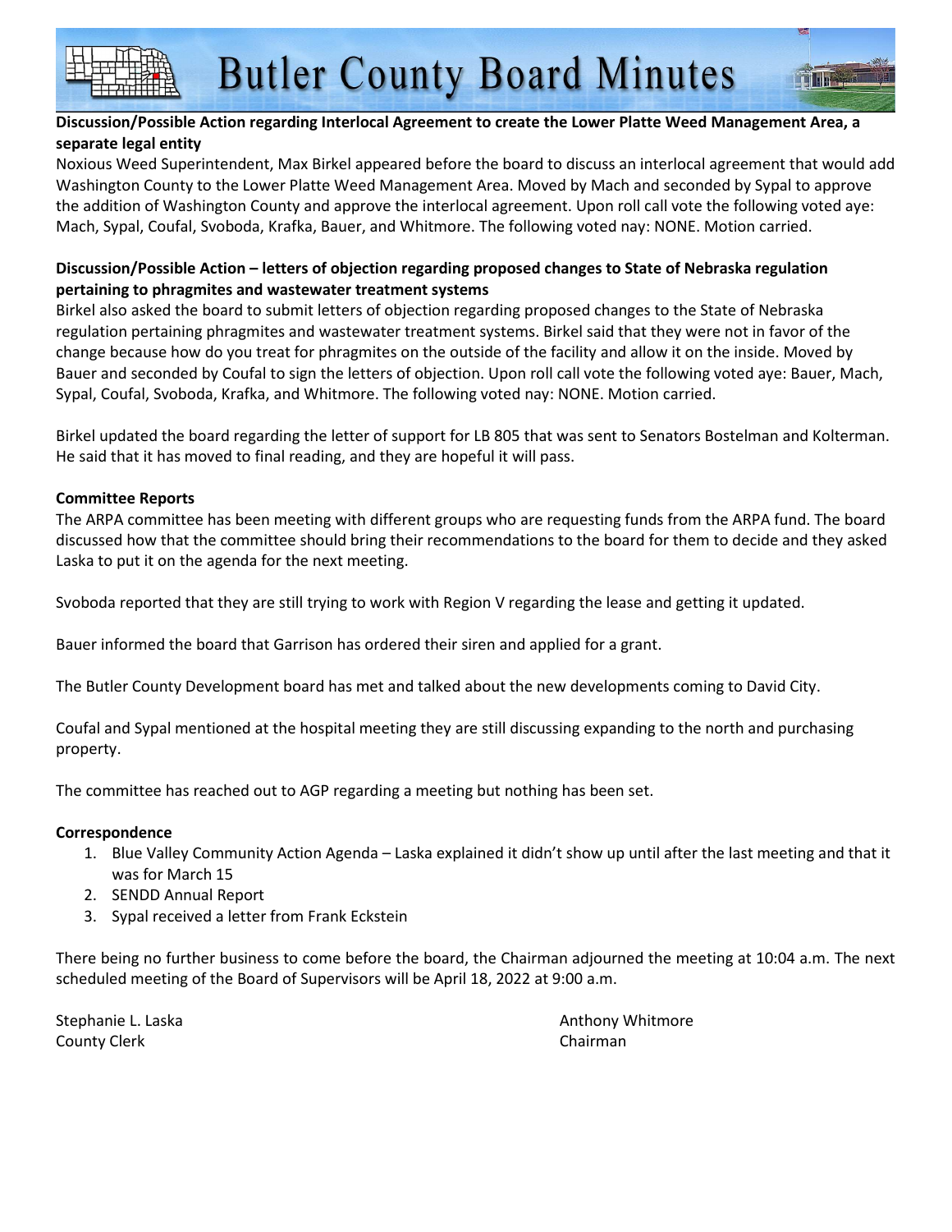**Discussion/Possible Action regarding Interlocal Agreement to create the Lower Platte Weed Management Area, a separate legal entity**

Noxious Weed Superintendent, Max Birkel appeared before the board to discuss an interlocal agreement that would add Washington County to the Lower Platte Weed Management Area. Moved by Mach and seconded by Sypal to approve the addition of Washington County and approve the interlocal agreement. Upon roll call vote the following voted aye: Mach, Sypal, Coufal, Svoboda, Krafka, Bauer, and Whitmore. The following voted nay: NONE. Motion carried.

**Discussion/Possible Action – letters of objection regarding proposed changes to State of Nebraska regulation pertaining to phragmites and wastewater treatment systems**

Birkel also asked the board to submit letters of objection regarding proposed changes to the State of Nebraska regulation pertaining phragmites and wastewater treatment systems. Birkel said that they were not in favor of the change because how do you treat for phragmites on the outside of the facility and allow it on the inside. Moved by Bauer and seconded by Coufal to sign the letters of objection. Upon roll call vote the following voted aye: Bauer, Mach, Sypal, Coufal, Svoboda, Krafka, and Whitmore. The following voted nay: NONE. Motion carried.

Birkel updated the board regarding the letter of support for LB 805 that was sent to Senators Bostelman and Kolterman. He said that it has moved to final reading, and they are hopeful it will pass.

**Committee Reports**

The ARPA committee has been meeting with different groups who are requesting funds from the ARPA fund. The board discussed how that the committee should bring their recommendations to the board for them to decide and they asked Laska to put it on the agenda for the next meeting.

Svoboda reported that they are still trying to work with Region V regarding the lease and getting it updated.

Bauer informed the board that Garrison has ordered their siren and applied for a grant.

The Butler County Development board has met and talked about the new developments coming to David City.

Coufal and Sypal mentioned at the hospital meeting they are still discussing expanding to the north and purchasing property.

The committee has reached out to AGP regarding a meeting but nothing has been set.

**Correspondence**

1. Blue Valley Community Action Agenda – Laska explained it didn't show up until after the last meeting and that it was for March 15
2. SENDD Annual Report
3. Sypal received a letter from Frank Eckstein

There being no further business to come before the board, the Chairman adjourned the meeting at 10:04 a.m. The next scheduled meeting of the Board of Supervisors will be April 18, 2022 at 9:00 a.m.

Stephanie L. Laska
County Clerk

Anthony Whitmore
Chairman